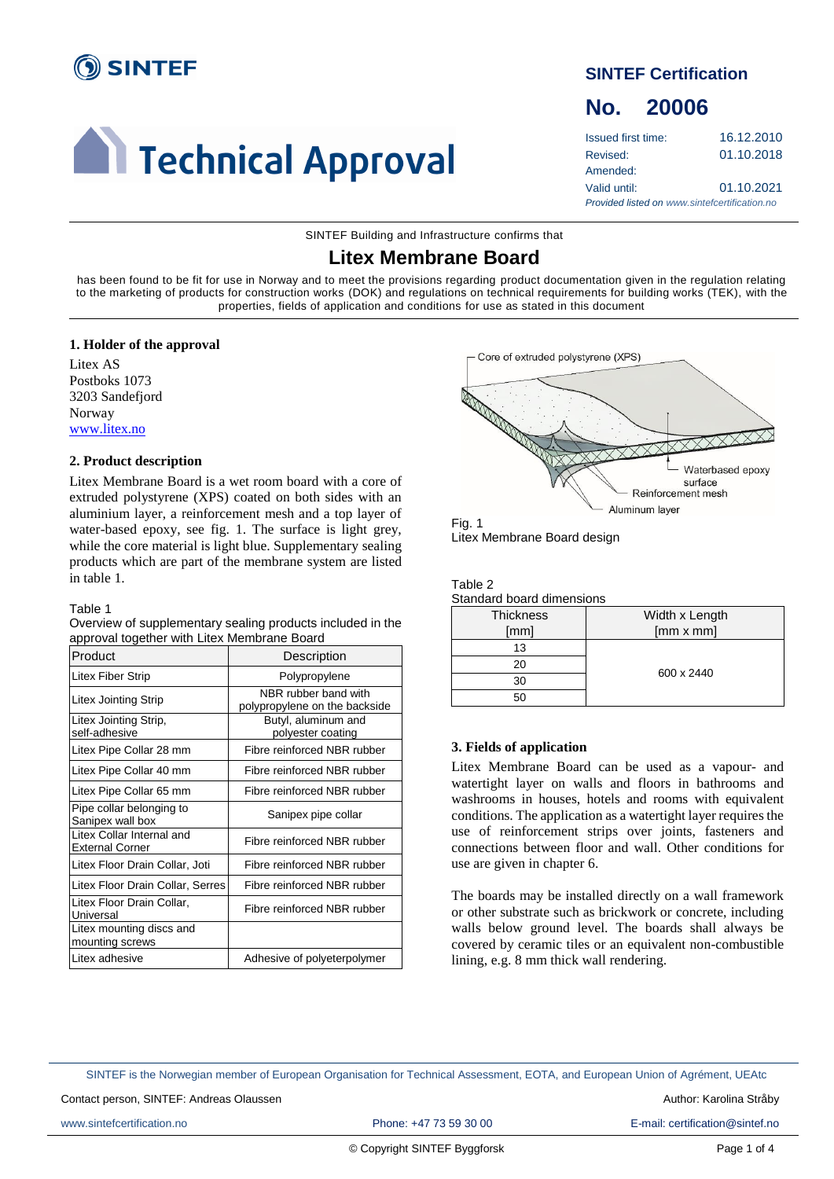# Technical Approval

## SINTEF Certification

## No. 20006

| | |
|---|---|
| Issued first time: | 16.12.2010 |
| Revised: | 01.10.2018 |
| Amended: | |
| Valid until: | 01.10.2021 |

*Provided listed on www.sintefcertification.no*

SINTEF Building and Infrastructure confirms that

## Litex Membrane Board

has been found to be fit for use in Norway and to meet the provisions regarding product documentation given in the regulation relating to the marketing of products for construction works (DOK) and regulations on technical requirements for building works (TEK), with the properties, fields of application and conditions for use as stated in this document

### 1. Holder of the approval

Litex AS
Postboks 1073
3203 Sandefjord
Norway
www.litex.no

### 2. Product description

Litex Membrane Board is a wet room board with a core of extruded polystyrene (XPS) coated on both sides with an aluminium layer, a reinforcement mesh and a top layer of water-based epoxy, see fig. 1. The surface is light grey, while the core material is light blue. Supplementary sealing products which are part of the membrane system are listed in table 1.

Table 1
Overview of supplementary sealing products included in the approval together with Litex Membrane Board

| Product | Description |
|---|---|
| Litex Fiber Strip | Polypropylene |
| Litex Jointing Strip | NBR rubber band with polypropylene on the backside |
| Litex Jointing Strip, self-adhesive | Butyl, aluminum and polyester coating |
| Litex Pipe Collar 28 mm | Fibre reinforced NBR rubber |
| Litex Pipe Collar 40 mm | Fibre reinforced NBR rubber |
| Litex Pipe Collar 65 mm | Fibre reinforced NBR rubber |
| Pipe collar belonging to Sanipex wall box | Sanipex pipe collar |
| Litex Collar Internal and External Corner | Fibre reinforced NBR rubber |
| Litex Floor Drain Collar, Joti | Fibre reinforced NBR rubber |
| Litex Floor Drain Collar, Serres | Fibre reinforced NBR rubber |
| Litex Floor Drain Collar, Universal | Fibre reinforced NBR rubber |
| Litex mounting discs and mounting screws | |
| Litex adhesive | Adhesive of polyeterpolymer |

Core of extruded polystyrene (XPS); Waterbased epoxy surface; Reinforcement mesh; Aluminum layer

Fig. 1
Litex Membrane Board design

Table 2
Standard board dimensions

| Thickness [mm] | Width x Length [mm x mm] |
|---|---|
| 13 | 600 x 2440 |
| 20 | |
| 30 | |
| 50 | |

### 3. Fields of application

Litex Membrane Board can be used as a vapour- and watertight layer on walls and floors in bathrooms and washrooms in houses, hotels and rooms with equivalent conditions. The application as a watertight layer requires the use of reinforcement strips over joints, fasteners and connections between floor and wall. Other conditions for use are given in chapter 6.

The boards may be installed directly on a wall framework or other substrate such as brickwork or concrete, including walls below ground level. The boards shall always be covered by ceramic tiles or an equivalent non-combustible lining, e.g. 8 mm thick wall rendering.

SINTEF is the Norwegian member of European Organisation for Technical Assessment, EOTA, and European Union of Agrément, UEAtc

Contact person, SINTEF: Andreas Olaussen — Author: Karolina Stråby

www.sintefcertification.no — Phone: +47 73 59 30 00 — E-mail: certification@sintef.no

© Copyright SINTEF Byggforsk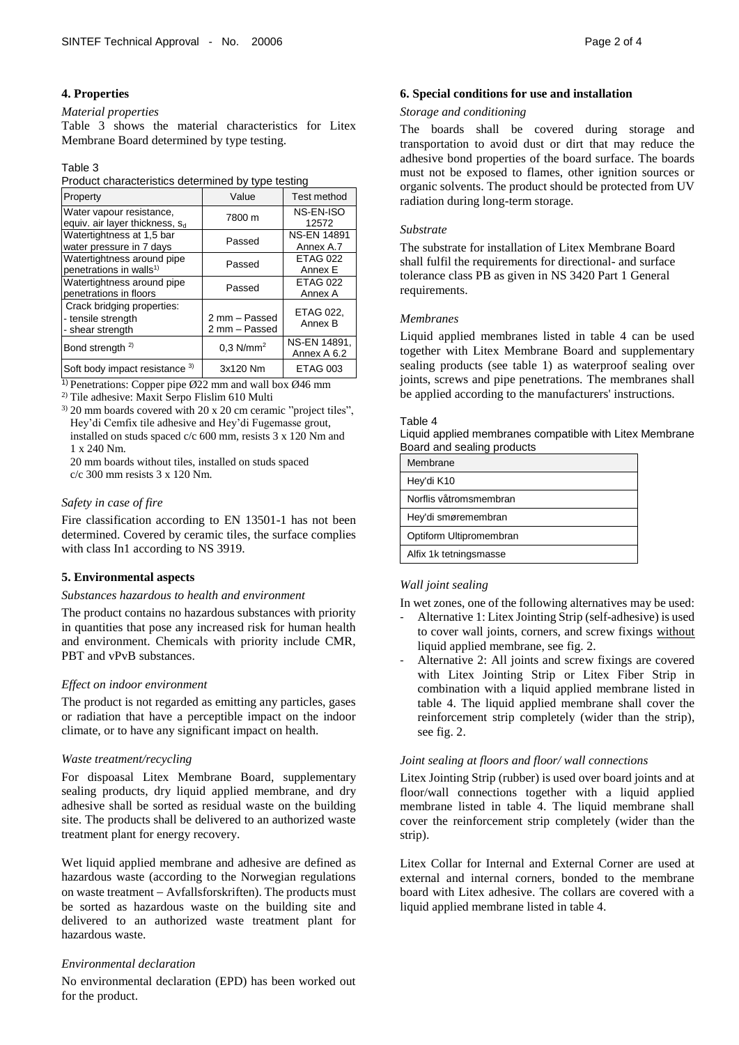## 4. Properties

*Material properties*

Table 3 shows the material characteristics for Litex Membrane Board determined by type testing.

Table 3
Product characteristics determined by type testing

| Property | Value | Test method |
|---|---|---|
| Water vapour resistance, equiv. air layer thickness, $s_d$ | 7800 m | NS-EN-ISO 12572 |
| Watertightness at 1,5 bar water pressure in 7 days | Passed | NS-EN 14891 Annex A.7 |
| Watertightness around pipe penetrations in walls[1] | Passed | ETAG 022 Annex E |
| Watertightness around pipe penetrations in floors | Passed | ETAG 022 Annex A |
| Crack bridging properties: - tensile strength - shear strength | 2 mm – Passed 2 mm – Passed | ETAG 022, Annex B |
| Bond strength [2] | 0,3 N/mm$^2$ | NS-EN 14891, Annex A 6.2 |
| Soft body impact resistance [3] | 3x120 Nm | ETAG 003 |

[1] Penetrations: Copper pipe Ø22 mm and wall box Ø46 mm

[2] Tile adhesive: Maxit Serpo Flislim 610 Multi

[3] 20 mm boards covered with 20 x 20 cm ceramic "project tiles", Hey'di Cemfix tile adhesive and Hey'di Fugemasse grout, installed on studs spaced c/c 600 mm, resists 3 x 120 Nm and 1 x 240 Nm.
20 mm boards without tiles, installed on studs spaced c/c 300 mm resists 3 x 120 Nm.

*Safety in case of fire*

Fire classification according to EN 13501-1 has not been determined. Covered by ceramic tiles, the surface complies with class In1 according to NS 3919.

## 5. Environmental aspects

*Substances hazardous to health and environment*

The product contains no hazardous substances with priority in quantities that pose any increased risk for human health and environment. Chemicals with priority include CMR, PBT and vPvB substances.

*Effect on indoor environment*

The product is not regarded as emitting any particles, gases or radiation that have a perceptible impact on the indoor climate, or to have any significant impact on health.

*Waste treatment/recycling*

For dispoasal Litex Membrane Board, supplementary sealing products, dry liquid applied membrane, and dry adhesive shall be sorted as residual waste on the building site. The products shall be delivered to an authorized waste treatment plant for energy recovery.

Wet liquid applied membrane and adhesive are defined as hazardous waste (according to the Norwegian regulations on waste treatment – Avfallsforskriften). The products must be sorted as hazardous waste on the building site and delivered to an authorized waste treatment plant for hazardous waste.

*Environmental declaration*

No environmental declaration (EPD) has been worked out for the product.

## 6. Special conditions for use and installation

*Storage and conditioning*

The boards shall be covered during storage and transportation to avoid dust or dirt that may reduce the adhesive bond properties of the board surface. The boards must not be exposed to flames, other ignition sources or organic solvents. The product should be protected from UV radiation during long-term storage.

*Substrate*

The substrate for installation of Litex Membrane Board shall fulfil the requirements for directional- and surface tolerance class PB as given in NS 3420 Part 1 General requirements.

*Membranes*

Liquid applied membranes listed in table 4 can be used together with Litex Membrane Board and supplementary sealing products (see table 1) as waterproof sealing over joints, screws and pipe penetrations. The membranes shall be applied according to the manufacturers' instructions.

Table 4
Liquid applied membranes compatible with Litex Membrane Board and sealing products

| Membrane |
|---|
| Hey'di K10 |
| Norflis våtromsmembran |
| Hey'di smøremembran |
| Optiform Ultipromembran |
| Alfix 1k tetningsmasse |

*Wall joint sealing*

In wet zones, one of the following alternatives may be used:

- Alternative 1: Litex Jointing Strip (self-adhesive) is used to cover wall joints, corners, and screw fixings without liquid applied membrane, see fig. 2.
- Alternative 2: All joints and screw fixings are covered with Litex Jointing Strip or Litex Fiber Strip in combination with a liquid applied membrane listed in table 4. The liquid applied membrane shall cover the reinforcement strip completely (wider than the strip), see fig. 2.

*Joint sealing at floors and floor/ wall connections*

Litex Jointing Strip (rubber) is used over board joints and at floor/wall connections together with a liquid applied membrane listed in table 4. The liquid membrane shall cover the reinforcement strip completely (wider than the strip).

Litex Collar for Internal and External Corner are used at external and internal corners, bonded to the membrane board with Litex adhesive. The collars are covered with a liquid applied membrane listed in table 4.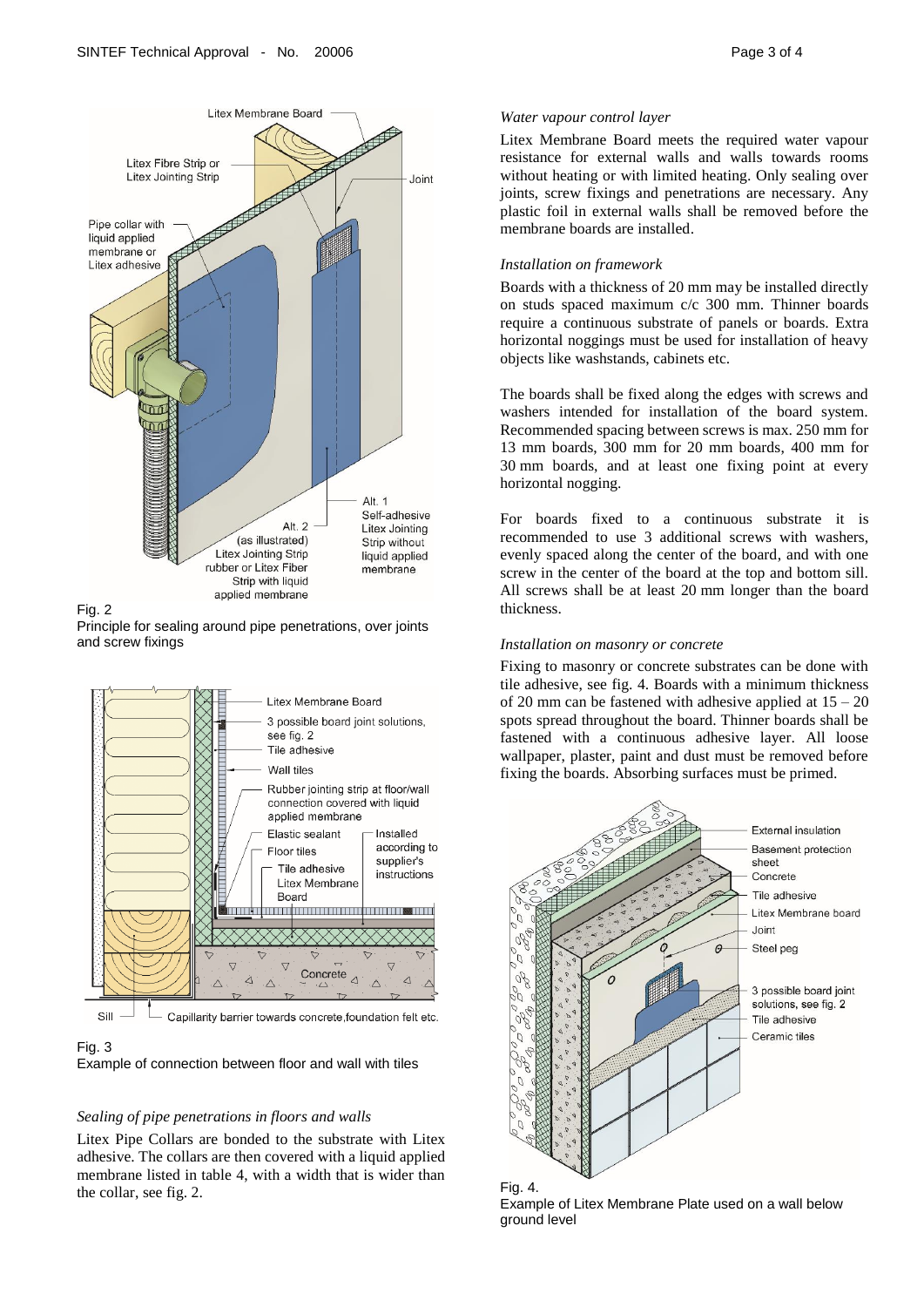Fig. 2
Principle for sealing around pipe penetrations, over joints and screw fixings

Fig. 3
Example of connection between floor and wall with tiles

*Sealing of pipe penetrations in floors and walls*

Litex Pipe Collars are bonded to the substrate with Litex adhesive. The collars are then covered with a liquid applied membrane listed in table 4, with a width that is wider than the collar, see fig. 2.

*Water vapour control layer*

Litex Membrane Board meets the required water vapour resistance for external walls and walls towards rooms without heating or with limited heating. Only sealing over joints, screw fixings and penetrations are necessary. Any plastic foil in external walls shall be removed before the membrane boards are installed.

*Installation on framework*

Boards with a thickness of 20 mm may be installed directly on studs spaced maximum c/c 300 mm. Thinner boards require a continuous substrate of panels or boards. Extra horizontal noggings must be used for installation of heavy objects like washstands, cabinets etc.

The boards shall be fixed along the edges with screws and washers intended for installation of the board system. Recommended spacing between screws is max. 250 mm for 13 mm boards, 300 mm for 20 mm boards, 400 mm for 30 mm boards, and at least one fixing point at every horizontal nogging.

For boards fixed to a continuous substrate it is recommended to use 3 additional screws with washers, evenly spaced along the center of the board, and with one screw in the center of the board at the top and bottom sill. All screws shall be at least 20 mm longer than the board thickness.

*Installation on masonry or concrete*

Fixing to masonry or concrete substrates can be done with tile adhesive, see fig. 4. Boards with a minimum thickness of 20 mm can be fastened with adhesive applied at 15 – 20 spots spread throughout the board. Thinner boards shall be fastened with a continuous adhesive layer. All loose wallpaper, plaster, paint and dust must be removed before fixing the boards. Absorbing surfaces must be primed.

Fig. 4.
Example of Litex Membrane Plate used on a wall below ground level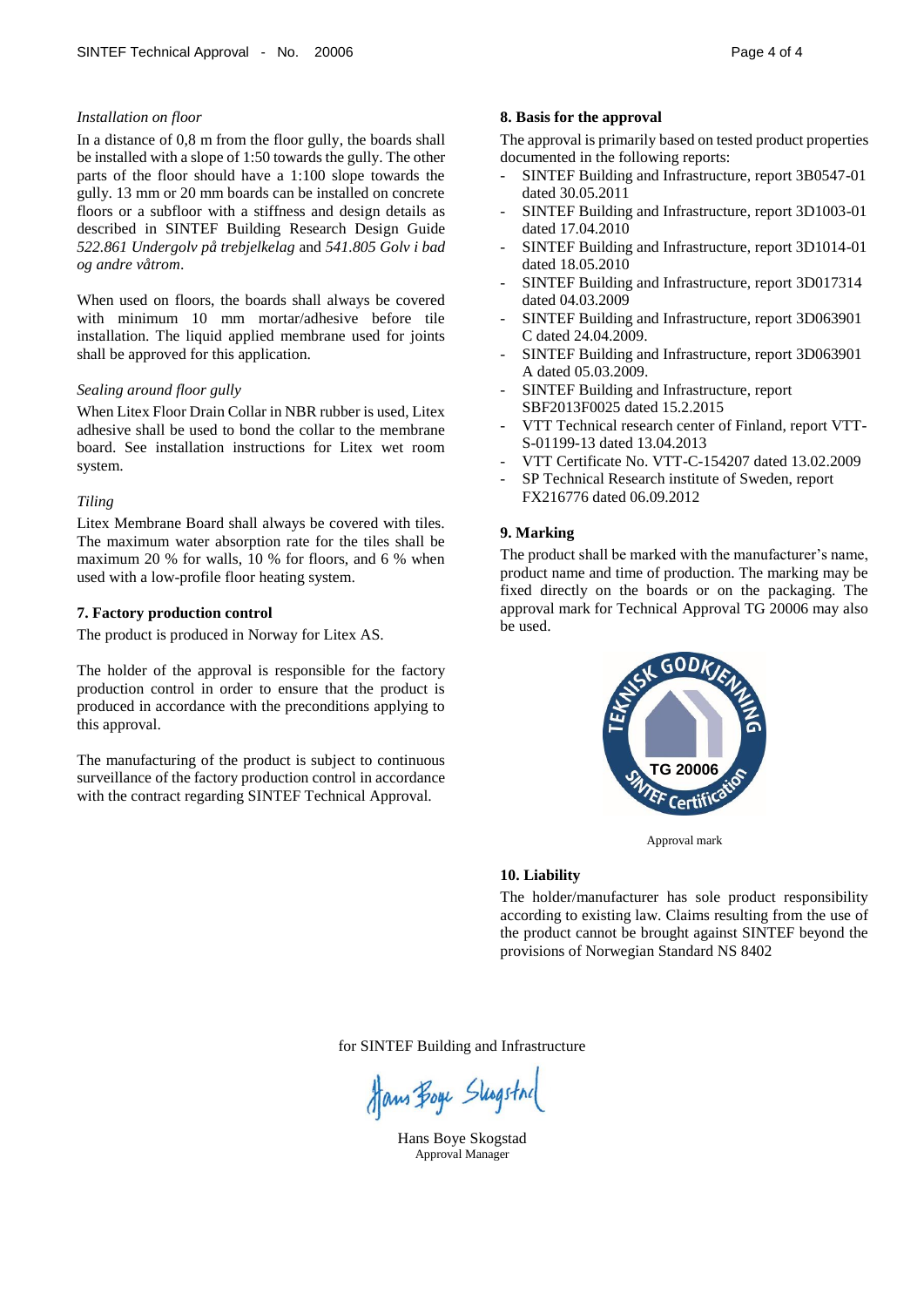*Installation on floor*

In a distance of 0,8 m from the floor gully, the boards shall be installed with a slope of 1:50 towards the gully. The other parts of the floor should have a 1:100 slope towards the gully. 13 mm or 20 mm boards can be installed on concrete floors or a subfloor with a stiffness and design details as described in SINTEF Building Research Design Guide *522.861 Undergolv på trebjelkelag* and *541.805 Golv i bad og andre våtrom*.

When used on floors, the boards shall always be covered with minimum 10 mm mortar/adhesive before tile installation. The liquid applied membrane used for joints shall be approved for this application.

*Sealing around floor gully*

When Litex Floor Drain Collar in NBR rubber is used, Litex adhesive shall be used to bond the collar to the membrane board. See installation instructions for Litex wet room system.

*Tiling*

Litex Membrane Board shall always be covered with tiles. The maximum water absorption rate for the tiles shall be maximum 20 % for walls, 10 % for floors, and 6 % when used with a low-profile floor heating system.

### 7. Factory production control

The product is produced in Norway for Litex AS.

The holder of the approval is responsible for the factory production control in order to ensure that the product is produced in accordance with the preconditions applying to this approval.

The manufacturing of the product is subject to continuous surveillance of the factory production control in accordance with the contract regarding SINTEF Technical Approval.

### 8. Basis for the approval

The approval is primarily based on tested product properties documented in the following reports:

- SINTEF Building and Infrastructure, report 3B0547-01 dated 30.05.2011
- SINTEF Building and Infrastructure, report 3D1003-01 dated 17.04.2010
- SINTEF Building and Infrastructure, report 3D1014-01 dated 18.05.2010
- SINTEF Building and Infrastructure, report 3D017314 dated 04.03.2009
- SINTEF Building and Infrastructure, report 3D063901 C dated 24.04.2009.
- SINTEF Building and Infrastructure, report 3D063901 A dated 05.03.2009.
- SINTEF Building and Infrastructure, report SBF2013F0025 dated 15.2.2015
- VTT Technical research center of Finland, report VTT-S-01199-13 dated 13.04.2013
- VTT Certificate No. VTT-C-154207 dated 13.02.2009
- SP Technical Research institute of Sweden, report FX216776 dated 06.09.2012

### 9. Marking

The product shall be marked with the manufacturer's name, product name and time of production. The marking may be fixed directly on the boards or on the packaging. The approval mark for Technical Approval TG 20006 may also be used.

TEKNISK GODKJENNING
TG 20006
SINTEF Certification

Approval mark

### 10. Liability

The holder/manufacturer has sole product responsibility according to existing law. Claims resulting from the use of the product cannot be brought against SINTEF beyond the provisions of Norwegian Standard NS 8402

for SINTEF Building and Infrastructure

Hans Boye Skogstad
Approval Manager